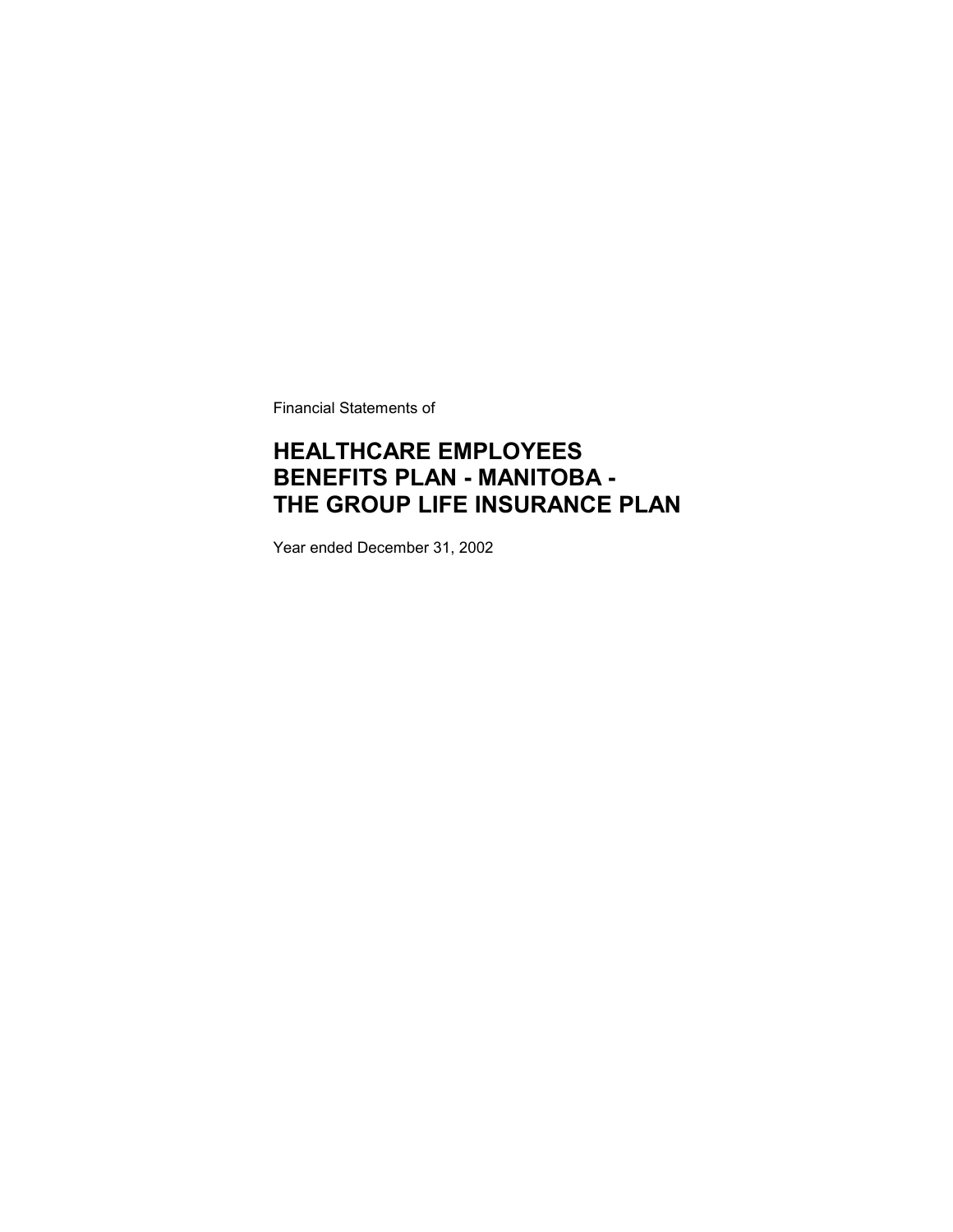Financial Statements of

# HEALTHCARE EMPLOYEES BENEFITS PLAN - MANITOBA - THE GROUP LIFE INSURANCE PLAN

Year ended December 31, 2002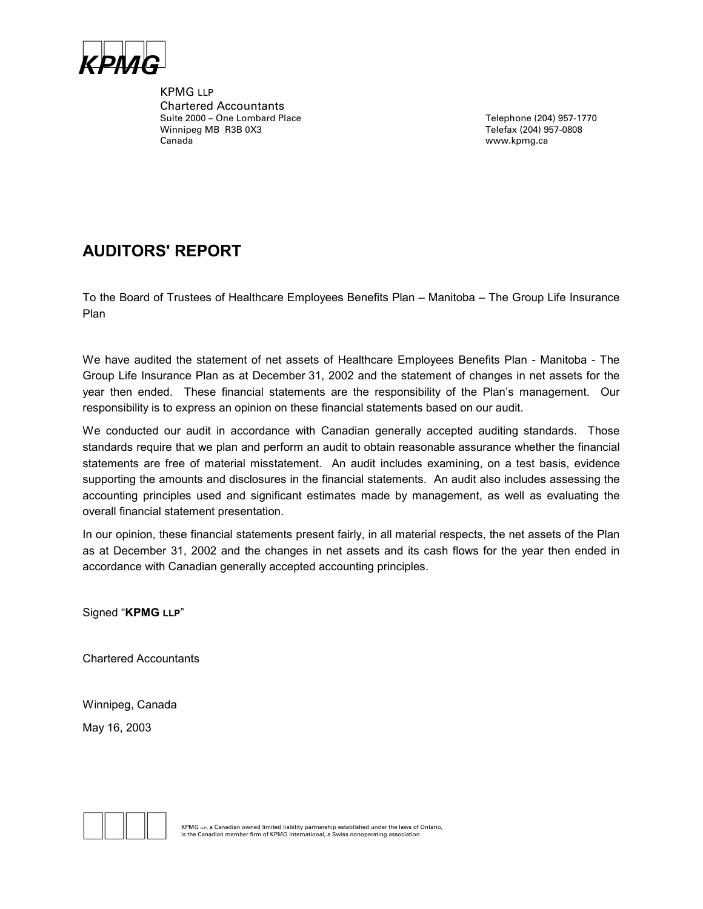KPMG

KPMG LLP
Chartered Accountants
Suite 2000 – One Lombard Place
Winnipeg MB R3B 0X3
Canada

Telephone (204) 957-1770
Telefax (204) 957-0808
www.kpmg.ca

## AUDITORS' REPORT

To the Board of Trustees of Healthcare Employees Benefits Plan – Manitoba – The Group Life Insurance Plan

We have audited the statement of net assets of Healthcare Employees Benefits Plan - Manitoba - The Group Life Insurance Plan as at December 31, 2002 and the statement of changes in net assets for the year then ended. These financial statements are the responsibility of the Plan's management. Our responsibility is to express an opinion on these financial statements based on our audit.

We conducted our audit in accordance with Canadian generally accepted auditing standards. Those standards require that we plan and perform an audit to obtain reasonable assurance whether the financial statements are free of material misstatement. An audit includes examining, on a test basis, evidence supporting the amounts and disclosures in the financial statements. An audit also includes assessing the accounting principles used and significant estimates made by management, as well as evaluating the overall financial statement presentation.

In our opinion, these financial statements present fairly, in all material respects, the net assets of the Plan as at December 31, 2002 and the changes in net assets and its cash flows for the year then ended in accordance with Canadian generally accepted accounting principles.

Signed "**KPMG LLP**"

Chartered Accountants

Winnipeg, Canada

May 16, 2003

KPMG LLP, a Canadian owned limited liability partnership established under the laws of Ontario, is the Canadian member firm of KPMG International, a Swiss nonoperating association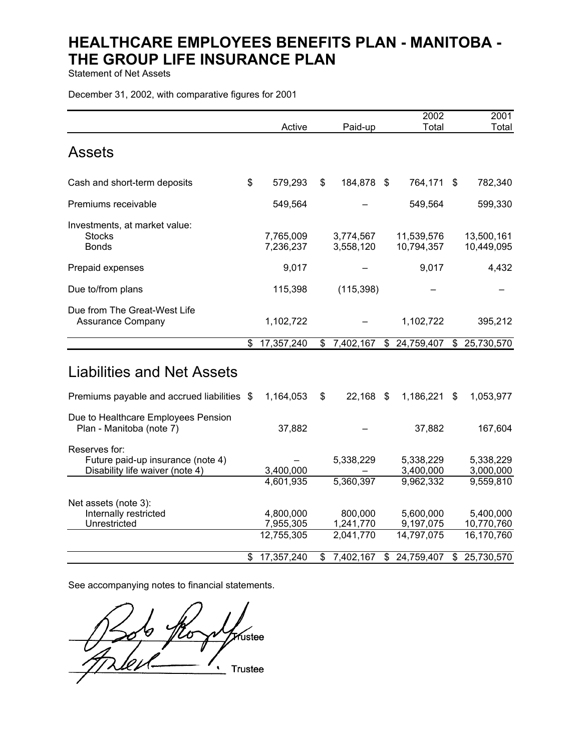# HEALTHCARE EMPLOYEES BENEFITS PLAN - MANITOBA - THE GROUP LIFE INSURANCE PLAN

Statement of Net Assets

December 31, 2002, with comparative figures for 2001

| | Active | Paid-up | 2002 Total | 2001 Total |
|---|---|---|---|---|
| **Assets** | | | | |
| Cash and short-term deposits | $ 579,293 | $ 184,878 | $ 764,171 | $ 782,340 |
| Premiums receivable | 549,564 | – | 549,564 | 599,330 |
| Investments, at market value: | | | | |
| Stocks | 7,765,009 | 3,774,567 | 11,539,576 | 13,500,161 |
| Bonds | 7,236,237 | 3,558,120 | 10,794,357 | 10,449,095 |
| Prepaid expenses | 9,017 | – | 9,017 | 4,432 |
| Due to/from plans | 115,398 | (115,398) | – | – |
| Due from The Great-West Life Assurance Company | 1,102,722 | – | 1,102,722 | 395,212 |
| | $ 17,357,240 | $ 7,402,167 | $ 24,759,407 | $ 25,730,570 |
| **Liabilities and Net Assets** | | | | |
| Premiums payable and accrued liabilities | $ 1,164,053 | $ 22,168 | $ 1,186,221 | $ 1,053,977 |
| Due to Healthcare Employees Pension Plan - Manitoba (note 7) | 37,882 | – | 37,882 | 167,604 |
| Reserves for: | | | | |
| Future paid-up insurance (note 4) | – | 5,338,229 | 5,338,229 | 5,338,229 |
| Disability life waiver (note 4) | 3,400,000 | – | 3,400,000 | 3,000,000 |
| | 4,601,935 | 5,360,397 | 9,962,332 | 9,559,810 |
| Net assets (note 3): | | | | |
| Internally restricted | 4,800,000 | 800,000 | 5,600,000 | 5,400,000 |
| Unrestricted | 7,955,305 | 1,241,770 | 9,197,075 | 10,770,760 |
| | 12,755,305 | 2,041,770 | 14,797,075 | 16,170,760 |
| | $ 17,357,240 | $ 7,402,167 | $ 24,759,407 | $ 25,730,570 |

See accompanying notes to financial statements.

_________________________ Trustee

_________________________ Trustee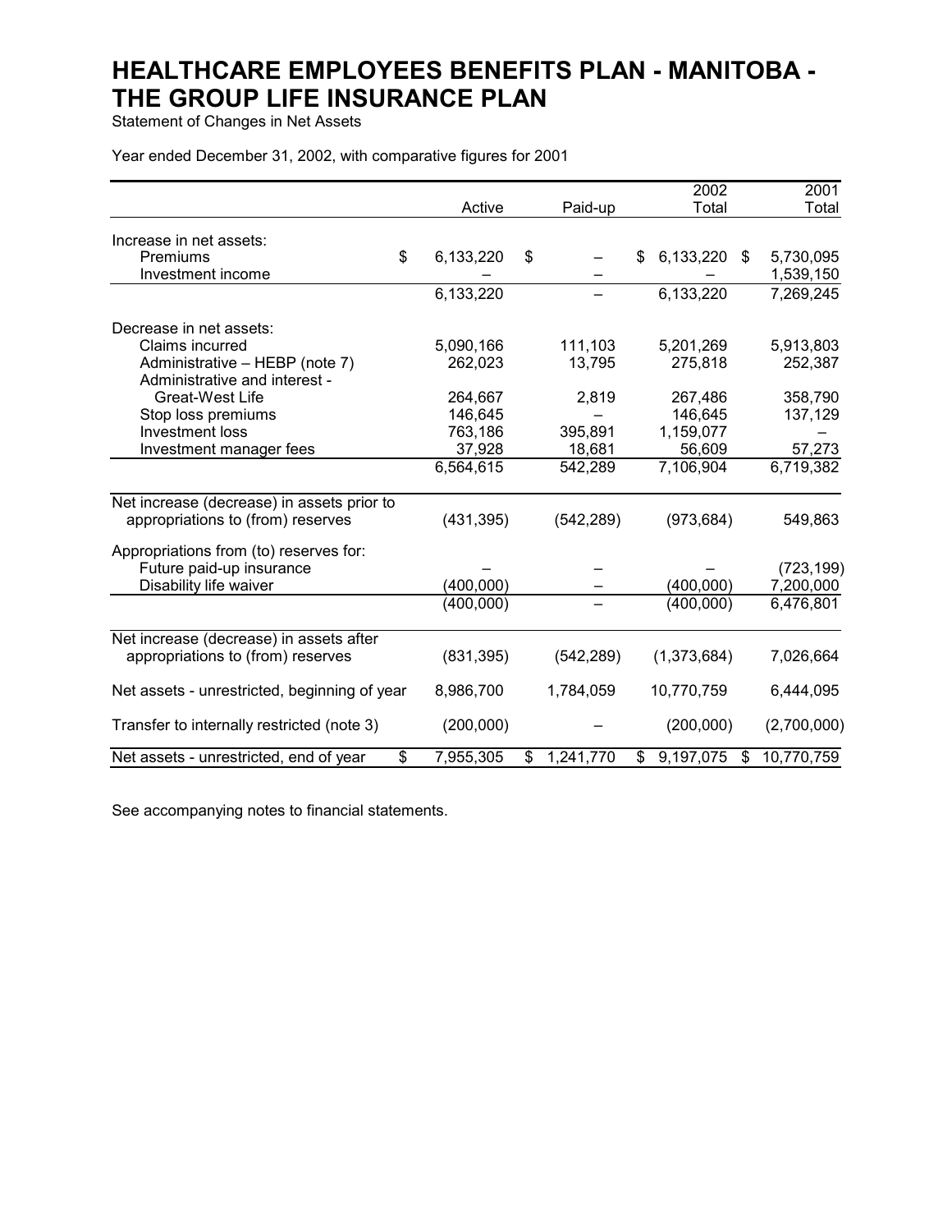# HEALTHCARE EMPLOYEES BENEFITS PLAN - MANITOBA - THE GROUP LIFE INSURANCE PLAN

Statement of Changes in Net Assets

Year ended December 31, 2002, with comparative figures for 2001

| | Active | Paid-up | 2002 Total | 2001 Total |
|---|---|---|---|---|
| Increase in net assets: | | | | |
| Premiums | $ 6,133,220 | $ – | $ 6,133,220 | $ 5,730,095 |
| Investment income | – | – | – | 1,539,150 |
| | 6,133,220 | – | 6,133,220 | 7,269,245 |
| Decrease in net assets: | | | | |
| Claims incurred | 5,090,166 | 111,103 | 5,201,269 | 5,913,803 |
| Administrative – HEBP (note 7) | 262,023 | 13,795 | 275,818 | 252,387 |
| Administrative and interest - Great-West Life | 264,667 | 2,819 | 267,486 | 358,790 |
| Stop loss premiums | 146,645 | – | 146,645 | 137,129 |
| Investment loss | 763,186 | 395,891 | 1,159,077 | – |
| Investment manager fees | 37,928 | 18,681 | 56,609 | 57,273 |
| | 6,564,615 | 542,289 | 7,106,904 | 6,719,382 |
| Net increase (decrease) in assets prior to appropriations to (from) reserves | (431,395) | (542,289) | (973,684) | 549,863 |
| Appropriations from (to) reserves for: | | | | |
| Future paid-up insurance | – | – | – | (723,199) |
| Disability life waiver | (400,000) | – | (400,000) | 7,200,000 |
| | (400,000) | – | (400,000) | 6,476,801 |
| Net increase (decrease) in assets after appropriations to (from) reserves | (831,395) | (542,289) | (1,373,684) | 7,026,664 |
| Net assets - unrestricted, beginning of year | 8,986,700 | 1,784,059 | 10,770,759 | 6,444,095 |
| Transfer to internally restricted (note 3) | (200,000) | – | (200,000) | (2,700,000) |
| Net assets - unrestricted, end of year | $ 7,955,305 | $ 1,241,770 | $ 9,197,075 | $ 10,770,759 |

See accompanying notes to financial statements.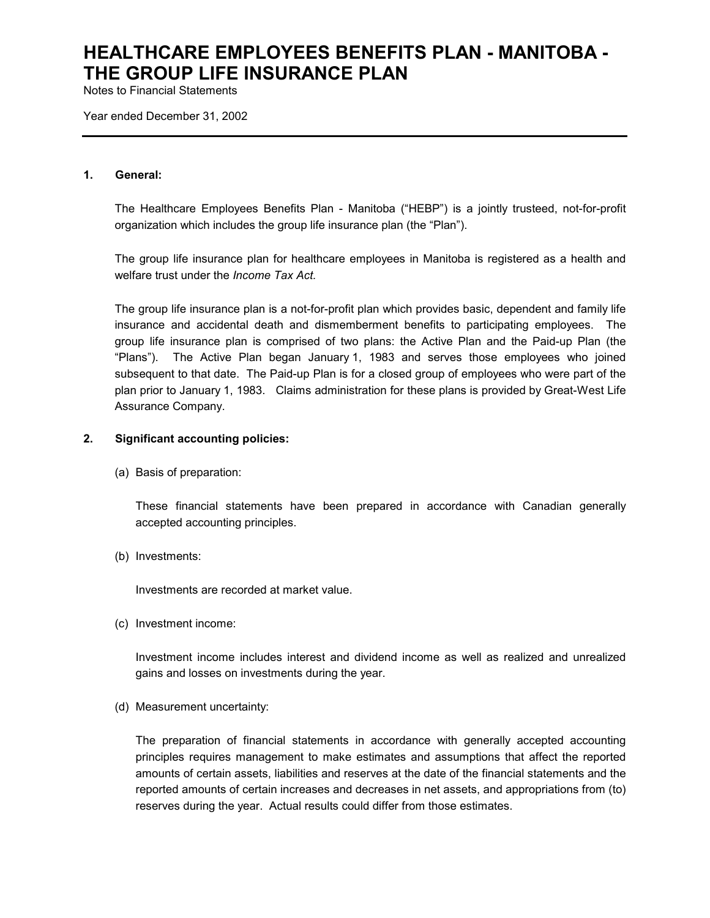# HEALTHCARE EMPLOYEES BENEFITS PLAN - MANITOBA - THE GROUP LIFE INSURANCE PLAN

Notes to Financial Statements

Year ended December 31, 2002

---

**1. General:**

The Healthcare Employees Benefits Plan - Manitoba ("HEBP") is a jointly trusteed, not-for-profit organization which includes the group life insurance plan (the "Plan").

The group life insurance plan for healthcare employees in Manitoba is registered as a health and welfare trust under the *Income Tax Act.*

The group life insurance plan is a not-for-profit plan which provides basic, dependent and family life insurance and accidental death and dismemberment benefits to participating employees. The group life insurance plan is comprised of two plans: the Active Plan and the Paid-up Plan (the "Plans"). The Active Plan began January 1, 1983 and serves those employees who joined subsequent to that date. The Paid-up Plan is for a closed group of employees who were part of the plan prior to January 1, 1983. Claims administration for these plans is provided by Great-West Life Assurance Company.

**2. Significant accounting policies:**

(a) Basis of preparation:

These financial statements have been prepared in accordance with Canadian generally accepted accounting principles.

(b) Investments:

Investments are recorded at market value.

(c) Investment income:

Investment income includes interest and dividend income as well as realized and unrealized gains and losses on investments during the year.

(d) Measurement uncertainty:

The preparation of financial statements in accordance with generally accepted accounting principles requires management to make estimates and assumptions that affect the reported amounts of certain assets, liabilities and reserves at the date of the financial statements and the reported amounts of certain increases and decreases in net assets, and appropriations from (to) reserves during the year. Actual results could differ from those estimates.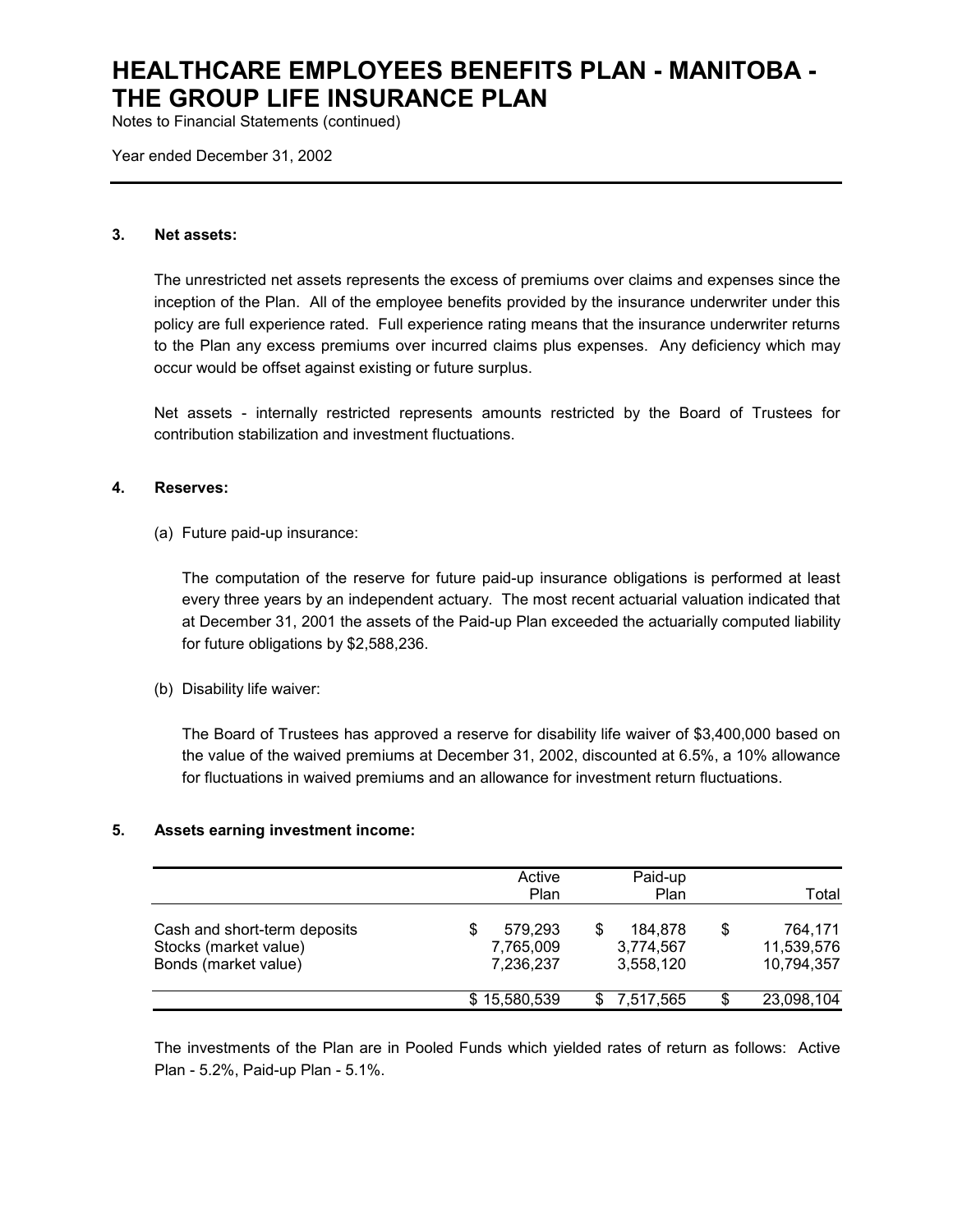# HEALTHCARE EMPLOYEES BENEFITS PLAN - MANITOBA - THE GROUP LIFE INSURANCE PLAN

Notes to Financial Statements (continued)

Year ended December 31, 2002

## 3. Net assets:

The unrestricted net assets represents the excess of premiums over claims and expenses since the inception of the Plan. All of the employee benefits provided by the insurance underwriter under this policy are full experience rated. Full experience rating means that the insurance underwriter returns to the Plan any excess premiums over incurred claims plus expenses. Any deficiency which may occur would be offset against existing or future surplus.

Net assets - internally restricted represents amounts restricted by the Board of Trustees for contribution stabilization and investment fluctuations.

## 4. Reserves:

(a) Future paid-up insurance:

The computation of the reserve for future paid-up insurance obligations is performed at least every three years by an independent actuary. The most recent actuarial valuation indicated that at December 31, 2001 the assets of the Paid-up Plan exceeded the actuarially computed liability for future obligations by $2,588,236.

(b) Disability life waiver:

The Board of Trustees has approved a reserve for disability life waiver of $3,400,000 based on the value of the waived premiums at December 31, 2002, discounted at 6.5%, a 10% allowance for fluctuations in waived premiums and an allowance for investment return fluctuations.

## 5. Assets earning investment income:

| | Active Plan | Paid-up Plan | Total |
|---|---|---|---|
| Cash and short-term deposits | $ 579,293 | $ 184,878 | $ 764,171 |
| Stocks (market value) | 7,765,009 | 3,774,567 | 11,539,576 |
| Bonds (market value) | 7,236,237 | 3,558,120 | 10,794,357 |
| | $ 15,580,539 | $ 7,517,565 | $ 23,098,104 |

The investments of the Plan are in Pooled Funds which yielded rates of return as follows: Active Plan - 5.2%, Paid-up Plan - 5.1%.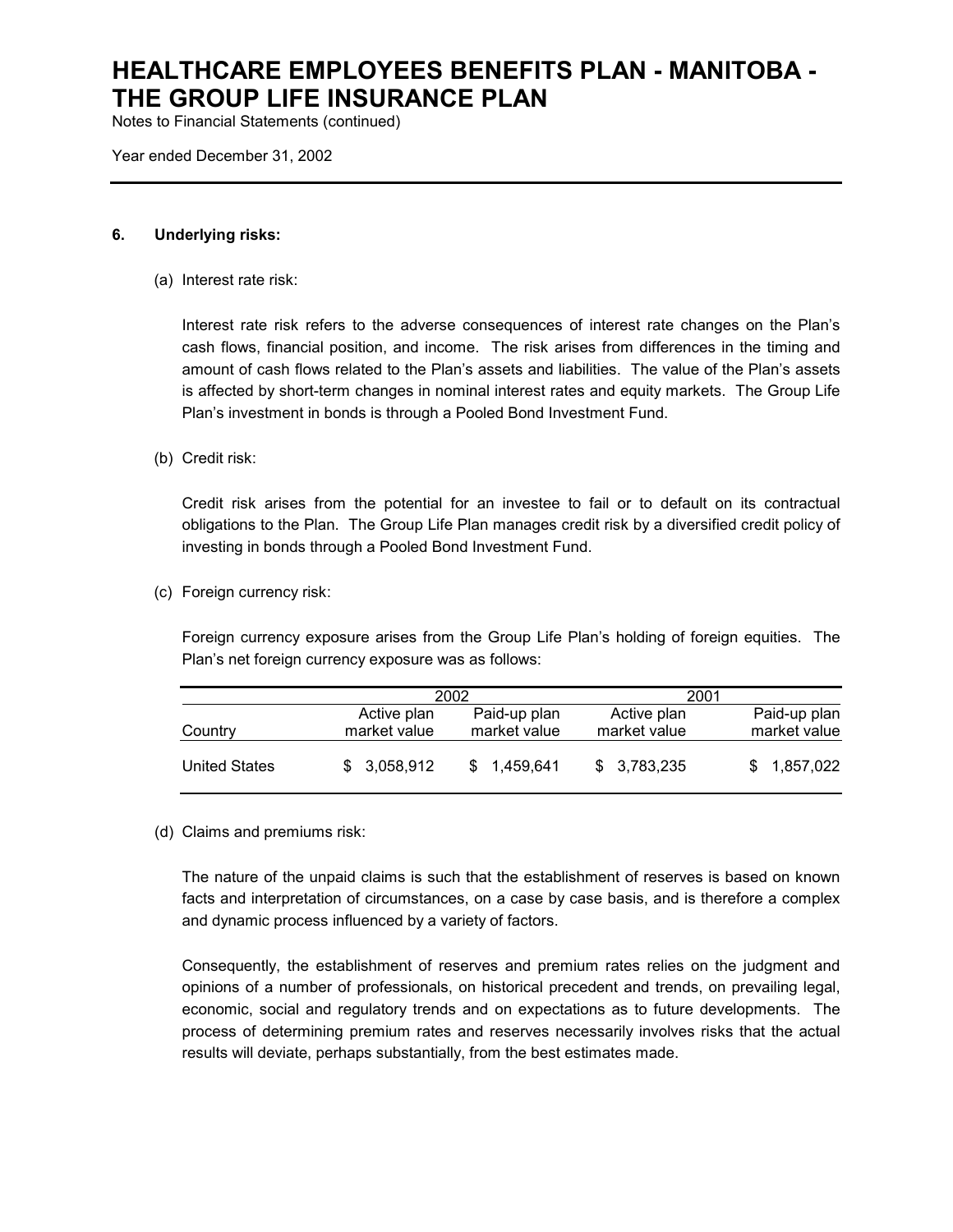# HEALTHCARE EMPLOYEES BENEFITS PLAN - MANITOBA - THE GROUP LIFE INSURANCE PLAN

Notes to Financial Statements (continued)

Year ended December 31, 2002

---

## 6. Underlying risks:

(a) Interest rate risk:

Interest rate risk refers to the adverse consequences of interest rate changes on the Plan's cash flows, financial position, and income. The risk arises from differences in the timing and amount of cash flows related to the Plan's assets and liabilities. The value of the Plan's assets is affected by short-term changes in nominal interest rates and equity markets. The Group Life Plan's investment in bonds is through a Pooled Bond Investment Fund.

(b) Credit risk:

Credit risk arises from the potential for an investee to fail or to default on its contractual obligations to the Plan. The Group Life Plan manages credit risk by a diversified credit policy of investing in bonds through a Pooled Bond Investment Fund.

(c) Foreign currency risk:

Foreign currency exposure arises from the Group Life Plan's holding of foreign equities. The Plan's net foreign currency exposure was as follows:

| | 2002 | | 2001 | |
|---|---|---|---|---|
| Country | Active plan market value | Paid-up plan market value | Active plan market value | Paid-up plan market value |
| United States | $ 3,058,912 | $ 1,459,641 | $ 3,783,235 | $ 1,857,022 |

(d) Claims and premiums risk:

The nature of the unpaid claims is such that the establishment of reserves is based on known facts and interpretation of circumstances, on a case by case basis, and is therefore a complex and dynamic process influenced by a variety of factors.

Consequently, the establishment of reserves and premium rates relies on the judgment and opinions of a number of professionals, on historical precedent and trends, on prevailing legal, economic, social and regulatory trends and on expectations as to future developments. The process of determining premium rates and reserves necessarily involves risks that the actual results will deviate, perhaps substantially, from the best estimates made.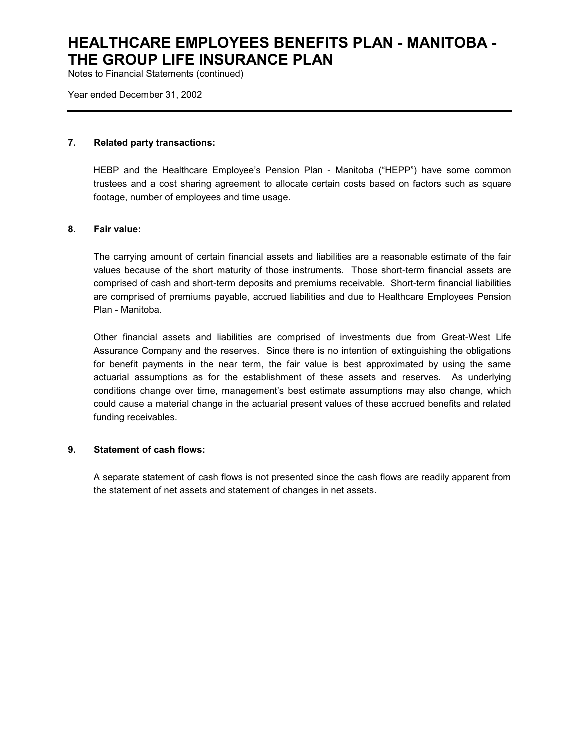## 7. Related party transactions:

HEBP and the Healthcare Employee's Pension Plan - Manitoba ("HEPP") have some common trustees and a cost sharing agreement to allocate certain costs based on factors such as square footage, number of employees and time usage.

## 8. Fair value:

The carrying amount of certain financial assets and liabilities are a reasonable estimate of the fair values because of the short maturity of those instruments. Those short-term financial assets are comprised of cash and short-term deposits and premiums receivable. Short-term financial liabilities are comprised of premiums payable, accrued liabilities and due to Healthcare Employees Pension Plan - Manitoba.

Other financial assets and liabilities are comprised of investments due from Great-West Life Assurance Company and the reserves. Since there is no intention of extinguishing the obligations for benefit payments in the near term, the fair value is best approximated by using the same actuarial assumptions as for the establishment of these assets and reserves. As underlying conditions change over time, management's best estimate assumptions may also change, which could cause a material change in the actuarial present values of these accrued benefits and related funding receivables.

## 9. Statement of cash flows:

A separate statement of cash flows is not presented since the cash flows are readily apparent from the statement of net assets and statement of changes in net assets.